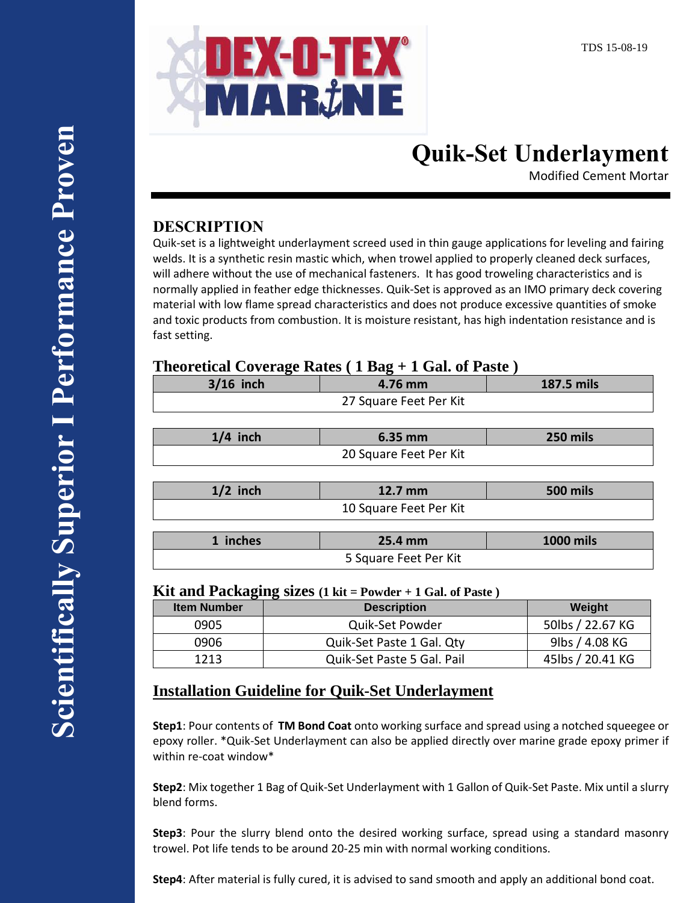TDS 15-08-19

Scientifically Superior I Performance Proven

# Quik-Set Underlayment

Modified Cement Mortar

## DESCRIPTION

Quik-set is a lightweight underlayment screed used in thin gauge applications for leveling and fairing welds. It is a synthetic resin mastic which, when trowel applied to properly cleaned deck surfaces, will adhere without the use of mechanical fasteners. It has good troweling characteristics and is normally applied in feather edge thicknesses. Quik-Set is approved as an IMO primary deck covering material with low flame spread characteristics and does not produce excessive quantities of smoke and toxic products from combustion. It is moisture resistant, has high indentation resistance and is fast setting.

## Theoretical Coverage Rates ( 1 Bag + 1 Gal. of Paste )

| 3/16 inch | 4.76 mm | 187.5 mils |
|---|---|---|
| 27 Square Feet Per Kit | | |

| 1/4 inch | 6.35 mm | 250 mils |
|---|---|---|
| 20 Square Feet Per Kit | | |

| 1/2 inch | 12.7 mm | 500 mils |
|---|---|---|
| 10 Square Feet Per Kit | | |

| 1 inches | 25.4 mm | 1000 mils |
|---|---|---|
| 5 Square Feet Per Kit | | |

## Kit and Packaging sizes (1 kit = Powder + 1 Gal. of Paste )

| Item Number | Description | Weight |
|---|---|---|
| 0905 | Quik-Set Powder | 50lbs / 22.67 KG |
| 0906 | Quik-Set Paste 1 Gal. Qty | 9lbs / 4.08 KG |
| 1213 | Quik-Set Paste 5 Gal. Pail | 45lbs / 20.41 KG |

## Installation Guideline for Quik-Set Underlayment

**Step1**: Pour contents of **TM Bond Coat** onto working surface and spread using a notched squeegee or epoxy roller. *Quik-Set Underlayment can also be applied directly over marine grade epoxy primer if within re-coat window*

**Step2**: Mix together 1 Bag of Quik-Set Underlayment with 1 Gallon of Quik-Set Paste. Mix until a slurry blend forms.

**Step3**: Pour the slurry blend onto the desired working surface, spread using a standard masonry trowel. Pot life tends to be around 20-25 min with normal working conditions.

**Step4**: After material is fully cured, it is advised to sand smooth and apply an additional bond coat.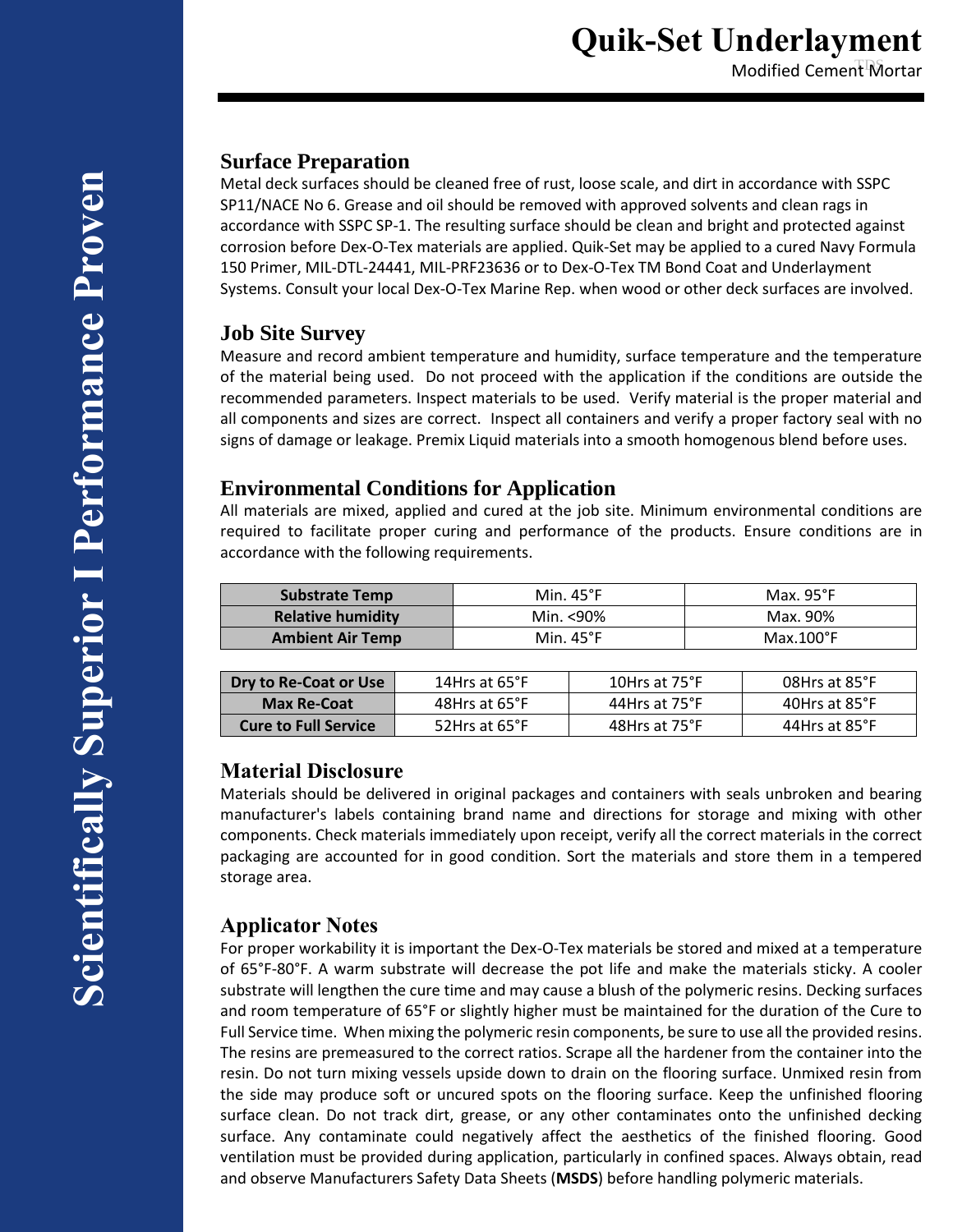# Quik-Set Underlayment

Modified Cement Mortar

## Surface Preparation

Metal deck surfaces should be cleaned free of rust, loose scale, and dirt in accordance with SSPC SP11/NACE No 6. Grease and oil should be removed with approved solvents and clean rags in accordance with SSPC SP-1. The resulting surface should be clean and bright and protected against corrosion before Dex-O-Tex materials are applied. Quik-Set may be applied to a cured Navy Formula 150 Primer, MIL-DTL-24441, MIL-PRF23636 or to Dex-O-Tex TM Bond Coat and Underlayment Systems. Consult your local Dex-O-Tex Marine Rep. when wood or other deck surfaces are involved.

## Job Site Survey

Measure and record ambient temperature and humidity, surface temperature and the temperature of the material being used. Do not proceed with the application if the conditions are outside the recommended parameters. Inspect materials to be used. Verify material is the proper material and all components and sizes are correct. Inspect all containers and verify a proper factory seal with no signs of damage or leakage. Premix Liquid materials into a smooth homogenous blend before uses.

## Environmental Conditions for Application

All materials are mixed, applied and cured at the job site. Minimum environmental conditions are required to facilitate proper curing and performance of the products. Ensure conditions are in accordance with the following requirements.

| Substrate Temp | Min. 45°F | Max. 95°F |
|---|---|---|
| Relative humidity | Min. <90% | Max. 90% |
| Ambient Air Temp | Min. 45°F | Max.100°F |

| Dry to Re-Coat or Use | 14Hrs at 65°F | 10Hrs at 75°F | 08Hrs at 85°F |
|---|---|---|---|
| Max Re-Coat | 48Hrs at 65°F | 44Hrs at 75°F | 40Hrs at 85°F |
| Cure to Full Service | 52Hrs at 65°F | 48Hrs at 75°F | 44Hrs at 85°F |

## Material Disclosure

Materials should be delivered in original packages and containers with seals unbroken and bearing manufacturer's labels containing brand name and directions for storage and mixing with other components. Check materials immediately upon receipt, verify all the correct materials in the correct packaging are accounted for in good condition. Sort the materials and store them in a tempered storage area.

## Applicator Notes

For proper workability it is important the Dex-O-Tex materials be stored and mixed at a temperature of 65°F-80°F. A warm substrate will decrease the pot life and make the materials sticky. A cooler substrate will lengthen the cure time and may cause a blush of the polymeric resins. Decking surfaces and room temperature of 65°F or slightly higher must be maintained for the duration of the Cure to Full Service time. When mixing the polymeric resin components, be sure to use all the provided resins. The resins are premeasured to the correct ratios. Scrape all the hardener from the container into the resin. Do not turn mixing vessels upside down to drain on the flooring surface. Unmixed resin from the side may produce soft or uncured spots on the flooring surface. Keep the unfinished flooring surface clean. Do not track dirt, grease, or any other contaminates onto the unfinished decking surface. Any contaminate could negatively affect the aesthetics of the finished flooring. Good ventilation must be provided during application, particularly in confined spaces. Always obtain, read and observe Manufacturers Safety Data Sheets (**MSDS**) before handling polymeric materials.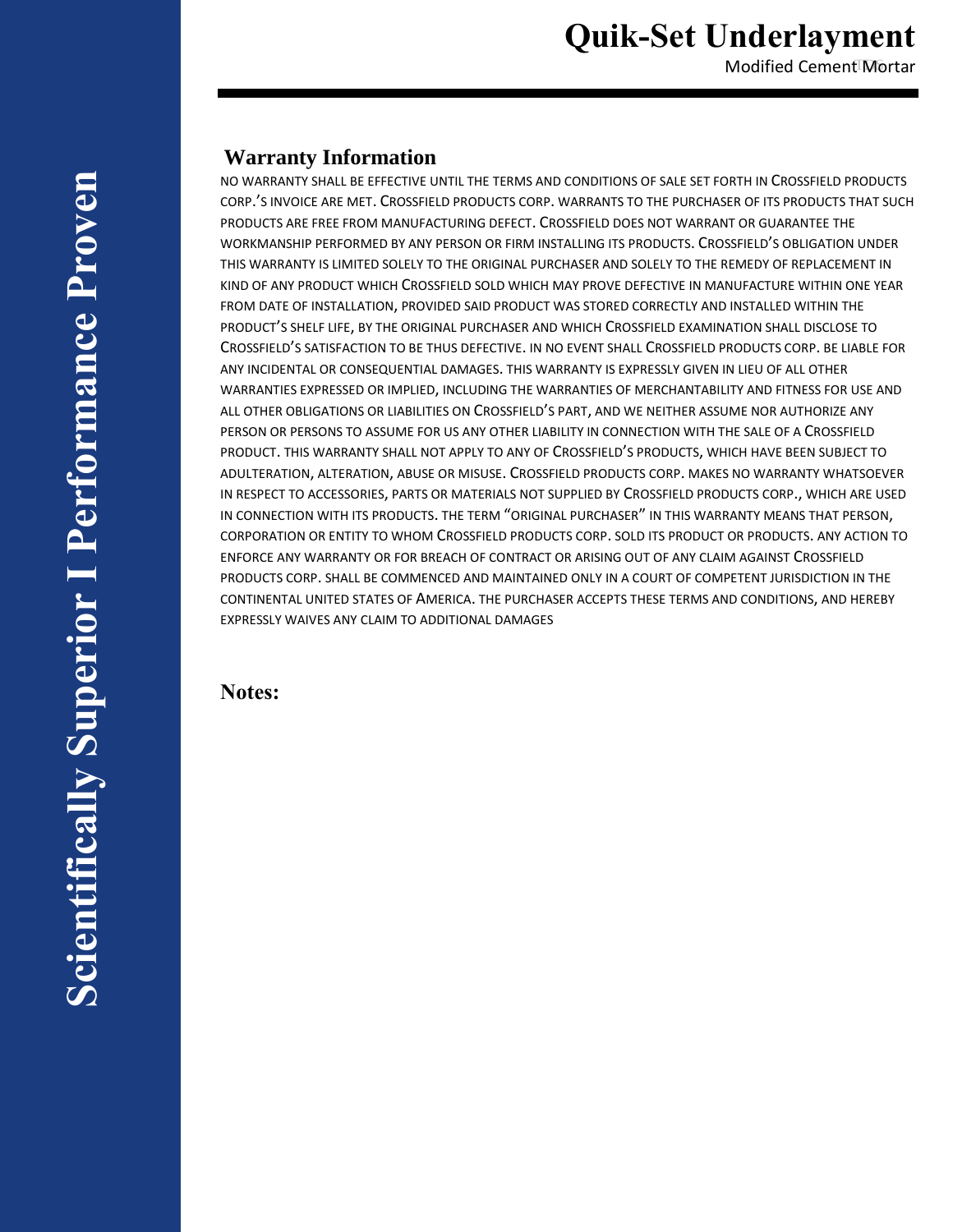## Warranty Information

NO WARRANTY SHALL BE EFFECTIVE UNTIL THE TERMS AND CONDITIONS OF SALE SET FORTH IN CROSSFIELD PRODUCTS CORP.'S INVOICE ARE MET. CROSSFIELD PRODUCTS CORP. WARRANTS TO THE PURCHASER OF ITS PRODUCTS THAT SUCH PRODUCTS ARE FREE FROM MANUFACTURING DEFECT. CROSSFIELD DOES NOT WARRANT OR GUARANTEE THE WORKMANSHIP PERFORMED BY ANY PERSON OR FIRM INSTALLING ITS PRODUCTS. CROSSFIELD'S OBLIGATION UNDER THIS WARRANTY IS LIMITED SOLELY TO THE ORIGINAL PURCHASER AND SOLELY TO THE REMEDY OF REPLACEMENT IN KIND OF ANY PRODUCT WHICH CROSSFIELD SOLD WHICH MAY PROVE DEFECTIVE IN MANUFACTURE WITHIN ONE YEAR FROM DATE OF INSTALLATION, PROVIDED SAID PRODUCT WAS STORED CORRECTLY AND INSTALLED WITHIN THE PRODUCT'S SHELF LIFE, BY THE ORIGINAL PURCHASER AND WHICH CROSSFIELD EXAMINATION SHALL DISCLOSE TO CROSSFIELD'S SATISFACTION TO BE THUS DEFECTIVE. IN NO EVENT SHALL CROSSFIELD PRODUCTS CORP. BE LIABLE FOR ANY INCIDENTAL OR CONSEQUENTIAL DAMAGES. THIS WARRANTY IS EXPRESSLY GIVEN IN LIEU OF ALL OTHER WARRANTIES EXPRESSED OR IMPLIED, INCLUDING THE WARRANTIES OF MERCHANTABILITY AND FITNESS FOR USE AND ALL OTHER OBLIGATIONS OR LIABILITIES ON CROSSFIELD'S PART, AND WE NEITHER ASSUME NOR AUTHORIZE ANY PERSON OR PERSONS TO ASSUME FOR US ANY OTHER LIABILITY IN CONNECTION WITH THE SALE OF A CROSSFIELD PRODUCT. THIS WARRANTY SHALL NOT APPLY TO ANY OF CROSSFIELD'S PRODUCTS, WHICH HAVE BEEN SUBJECT TO ADULTERATION, ALTERATION, ABUSE OR MISUSE. CROSSFIELD PRODUCTS CORP. MAKES NO WARRANTY WHATSOEVER IN RESPECT TO ACCESSORIES, PARTS OR MATERIALS NOT SUPPLIED BY CROSSFIELD PRODUCTS CORP., WHICH ARE USED IN CONNECTION WITH ITS PRODUCTS. THE TERM "ORIGINAL PURCHASER" IN THIS WARRANTY MEANS THAT PERSON, CORPORATION OR ENTITY TO WHOM CROSSFIELD PRODUCTS CORP. SOLD ITS PRODUCT OR PRODUCTS. ANY ACTION TO ENFORCE ANY WARRANTY OR FOR BREACH OF CONTRACT OR ARISING OUT OF ANY CLAIM AGAINST CROSSFIELD PRODUCTS CORP. SHALL BE COMMENCED AND MAINTAINED ONLY IN A COURT OF COMPETENT JURISDICTION IN THE CONTINENTAL UNITED STATES OF AMERICA. THE PURCHASER ACCEPTS THESE TERMS AND CONDITIONS, AND HEREBY EXPRESSLY WAIVES ANY CLAIM TO ADDITIONAL DAMAGES

**Notes:**